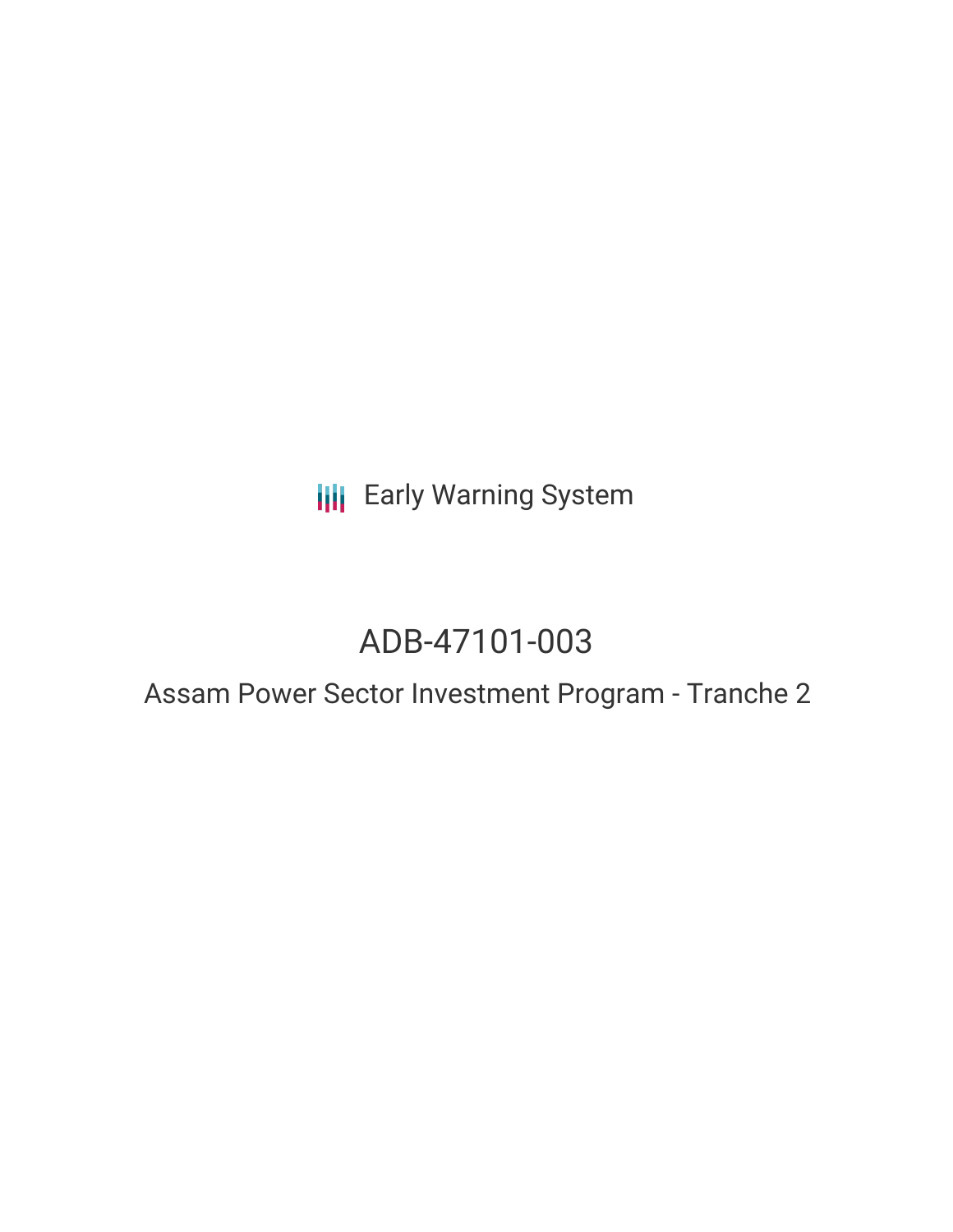Early Warning System

# ADB-47101-003

## Assam Power Sector Investment Program - Tranche 2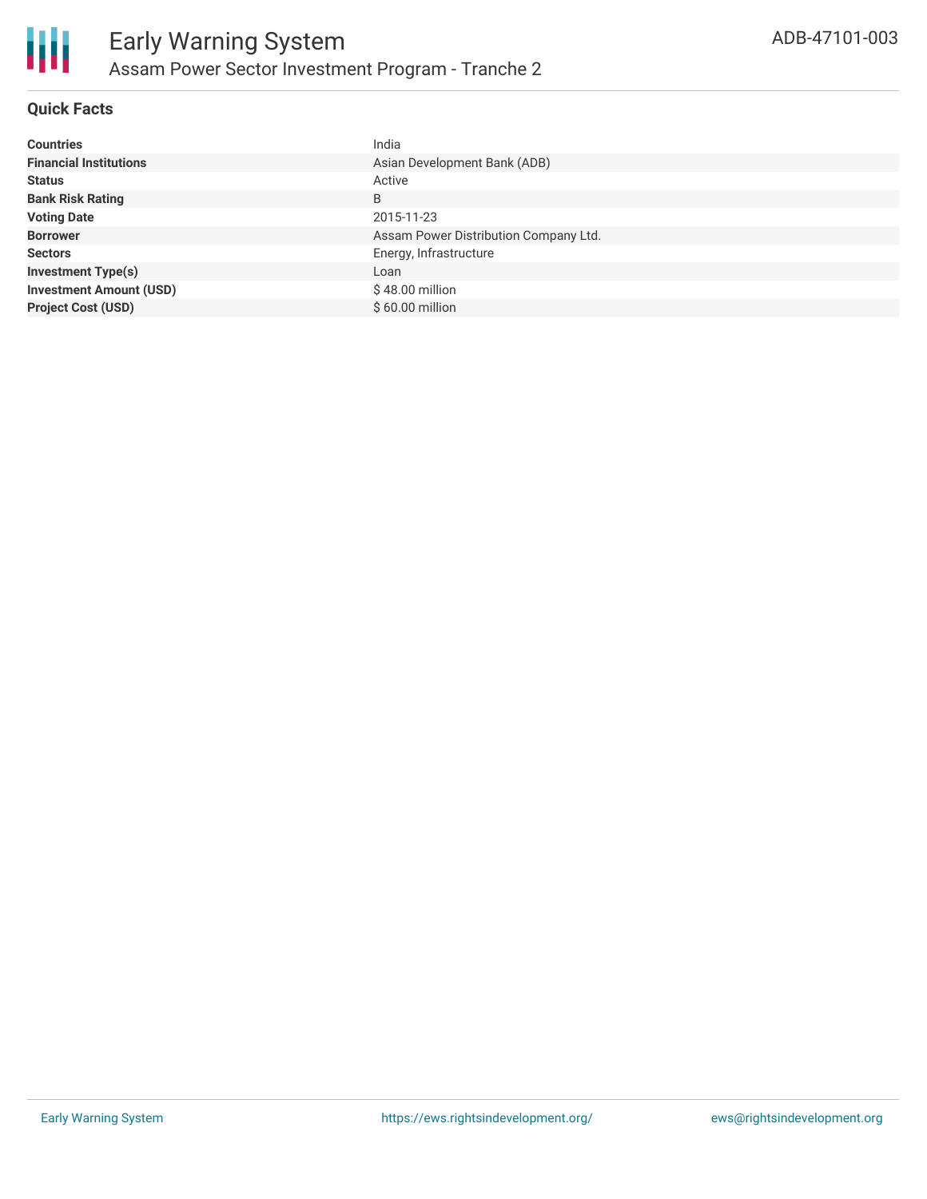# Early Warning System

## Assam Power Sector Investment Program - Tranche 2

ADB-47101-003

### Quick Facts

| | |
|---|---|
| **Countries** | India |
| **Financial Institutions** | Asian Development Bank (ADB) |
| **Status** | Active |
| **Bank Risk Rating** | B |
| **Voting Date** | 2015-11-23 |
| **Borrower** | Assam Power Distribution Company Ltd. |
| **Sectors** | Energy, Infrastructure |
| **Investment Type(s)** | Loan |
| **Investment Amount (USD)** | $ 48.00 million |
| **Project Cost (USD)** | $ 60.00 million |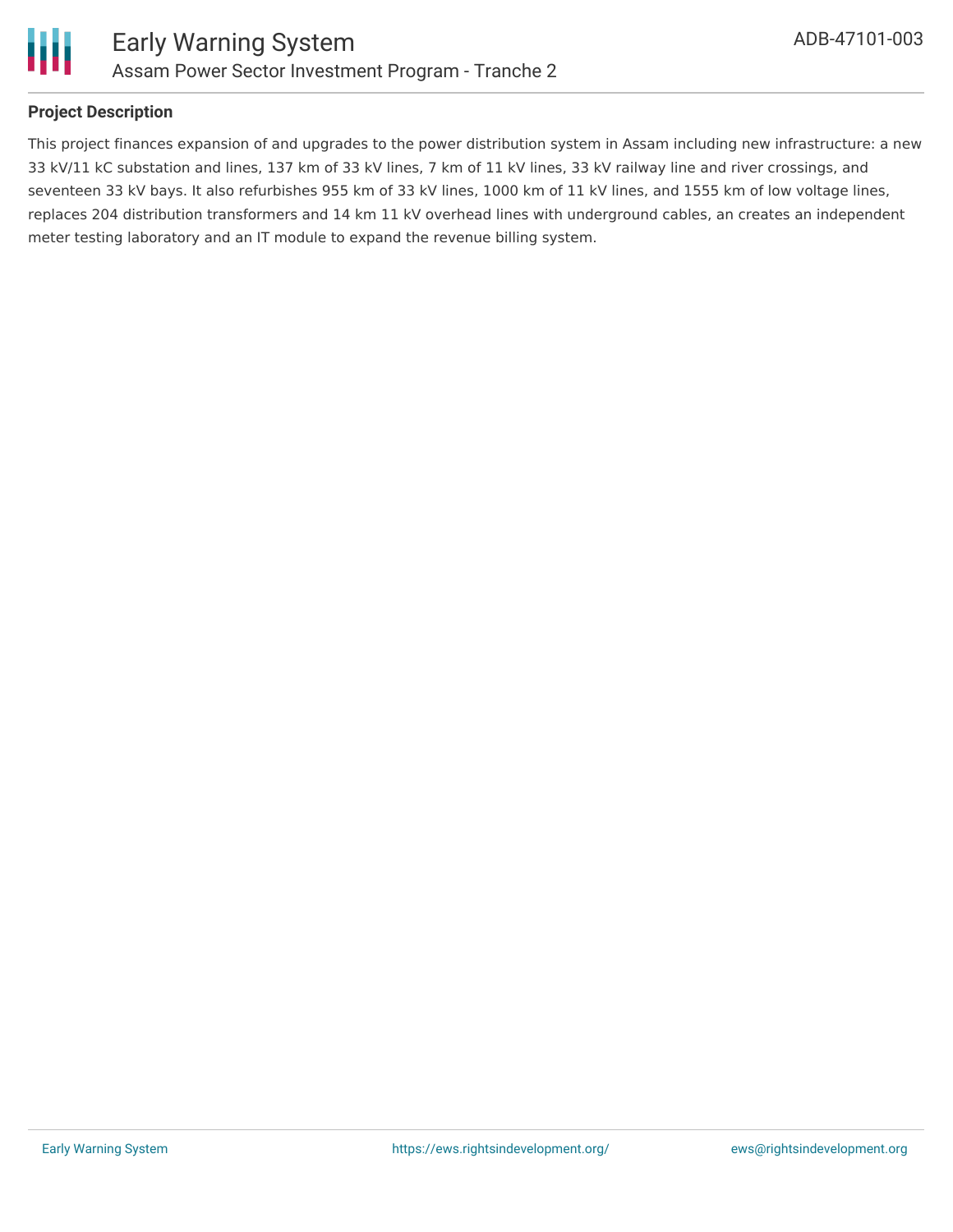## Project Description

This project finances expansion of and upgrades to the power distribution system in Assam including new infrastructure: a new 33 kV/11 kC substation and lines, 137 km of 33 kV lines, 7 km of 11 kV lines, 33 kV railway line and river crossings, and seventeen 33 kV bays. It also refurbishes 955 km of 33 kV lines, 1000 km of 11 kV lines, and 1555 km of low voltage lines, replaces 204 distribution transformers and 14 km 11 kV overhead lines with underground cables, an creates an independent meter testing laboratory and an IT module to expand the revenue billing system.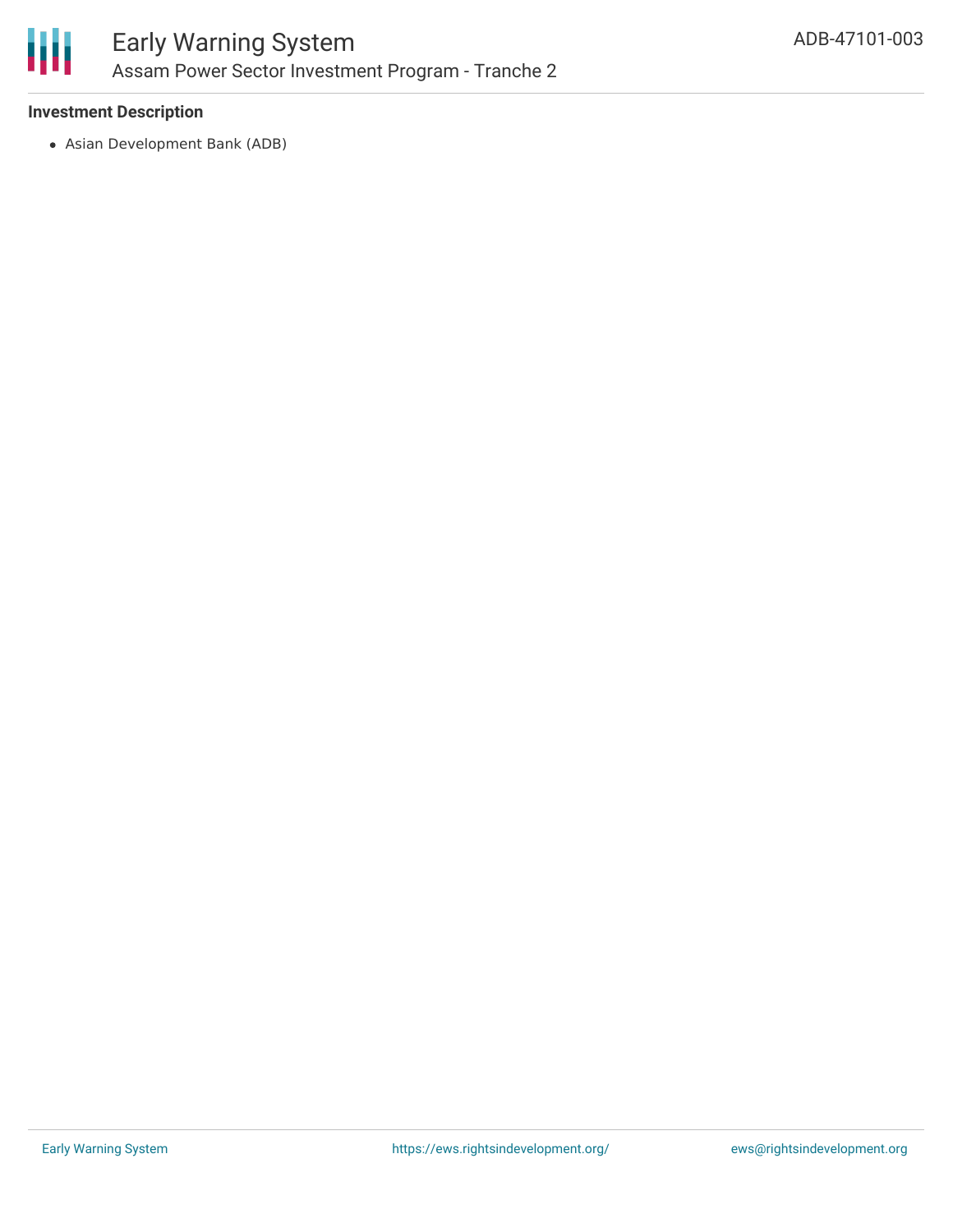### Investment Description

- Asian Development Bank (ADB)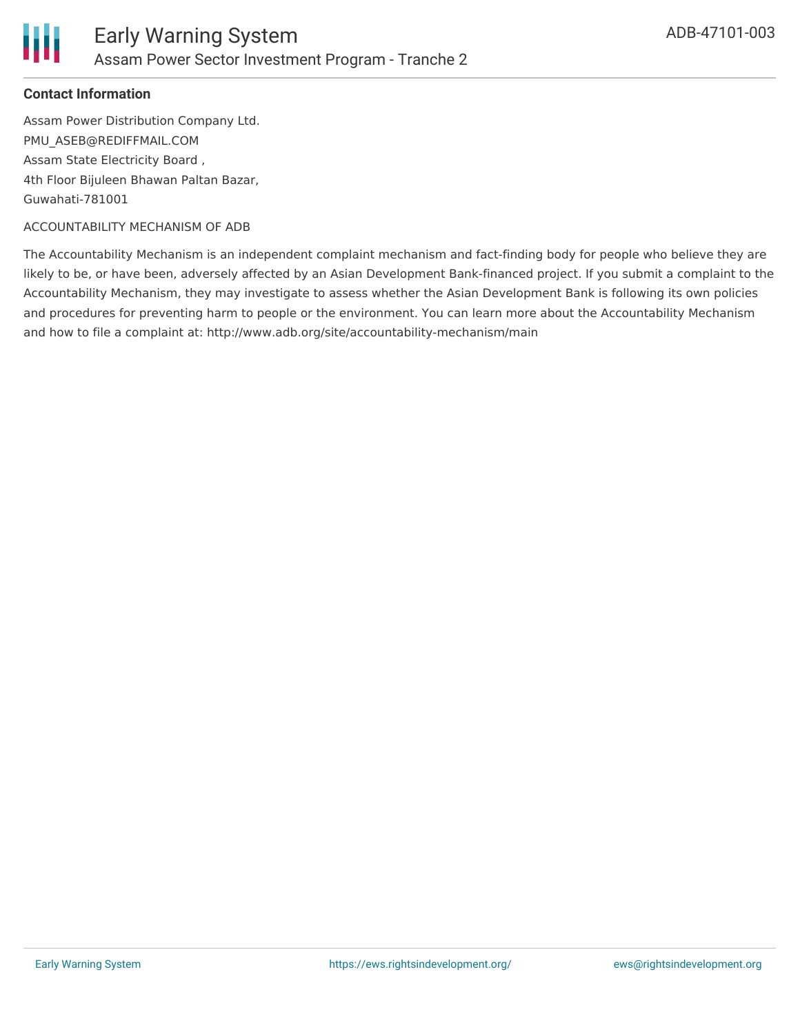### Contact Information

Assam Power Distribution Company Ltd.
PMU_ASEB@REDIFFMAIL.COM
Assam State Electricity Board ,
4th Floor Bijuleen Bhawan Paltan Bazar,
Guwahati-781001

ACCOUNTABILITY MECHANISM OF ADB

The Accountability Mechanism is an independent complaint mechanism and fact-finding body for people who believe they are likely to be, or have been, adversely affected by an Asian Development Bank-financed project. If you submit a complaint to the Accountability Mechanism, they may investigate to assess whether the Asian Development Bank is following its own policies and procedures for preventing harm to people or the environment. You can learn more about the Accountability Mechanism and how to file a complaint at: http://www.adb.org/site/accountability-mechanism/main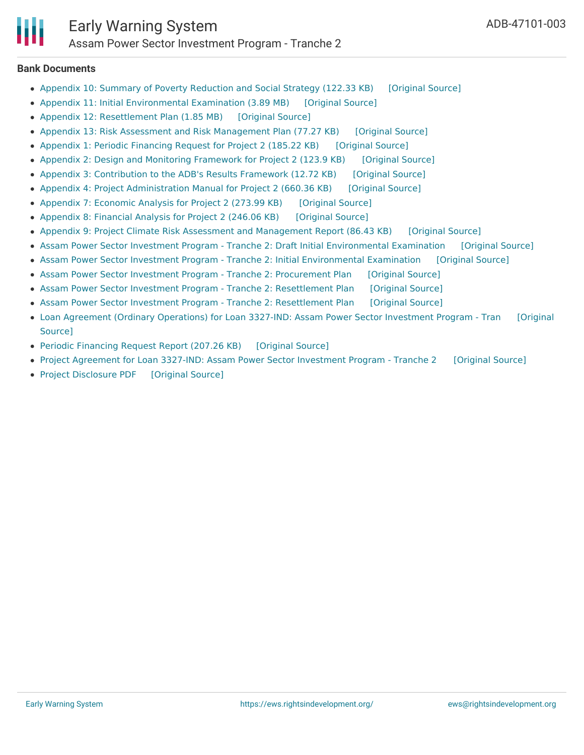## Bank Documents

- Appendix 10: Summary of Poverty Reduction and Social Strategy (122.33 KB) [Original Source]
- Appendix 11: Initial Environmental Examination (3.89 MB) [Original Source]
- Appendix 12: Resettlement Plan (1.85 MB) [Original Source]
- Appendix 13: Risk Assessment and Risk Management Plan (77.27 KB) [Original Source]
- Appendix 1: Periodic Financing Request for Project 2 (185.22 KB) [Original Source]
- Appendix 2: Design and Monitoring Framework for Project 2 (123.9 KB) [Original Source]
- Appendix 3: Contribution to the ADB's Results Framework (12.72 KB) [Original Source]
- Appendix 4: Project Administration Manual for Project 2 (660.36 KB) [Original Source]
- Appendix 7: Economic Analysis for Project 2 (273.99 KB) [Original Source]
- Appendix 8: Financial Analysis for Project 2 (246.06 KB) [Original Source]
- Appendix 9: Project Climate Risk Assessment and Management Report (86.43 KB) [Original Source]
- Assam Power Sector Investment Program - Tranche 2: Draft Initial Environmental Examination [Original Source]
- Assam Power Sector Investment Program - Tranche 2: Initial Environmental Examination [Original Source]
- Assam Power Sector Investment Program - Tranche 2: Procurement Plan [Original Source]
- Assam Power Sector Investment Program - Tranche 2: Resettlement Plan [Original Source]
- Assam Power Sector Investment Program - Tranche 2: Resettlement Plan [Original Source]
- Loan Agreement (Ordinary Operations) for Loan 3327-IND: Assam Power Sector Investment Program - Tran [Original Source]
- Periodic Financing Request Report (207.26 KB) [Original Source]
- Project Agreement for Loan 3327-IND: Assam Power Sector Investment Program - Tranche 2 [Original Source]
- Project Disclosure PDF [Original Source]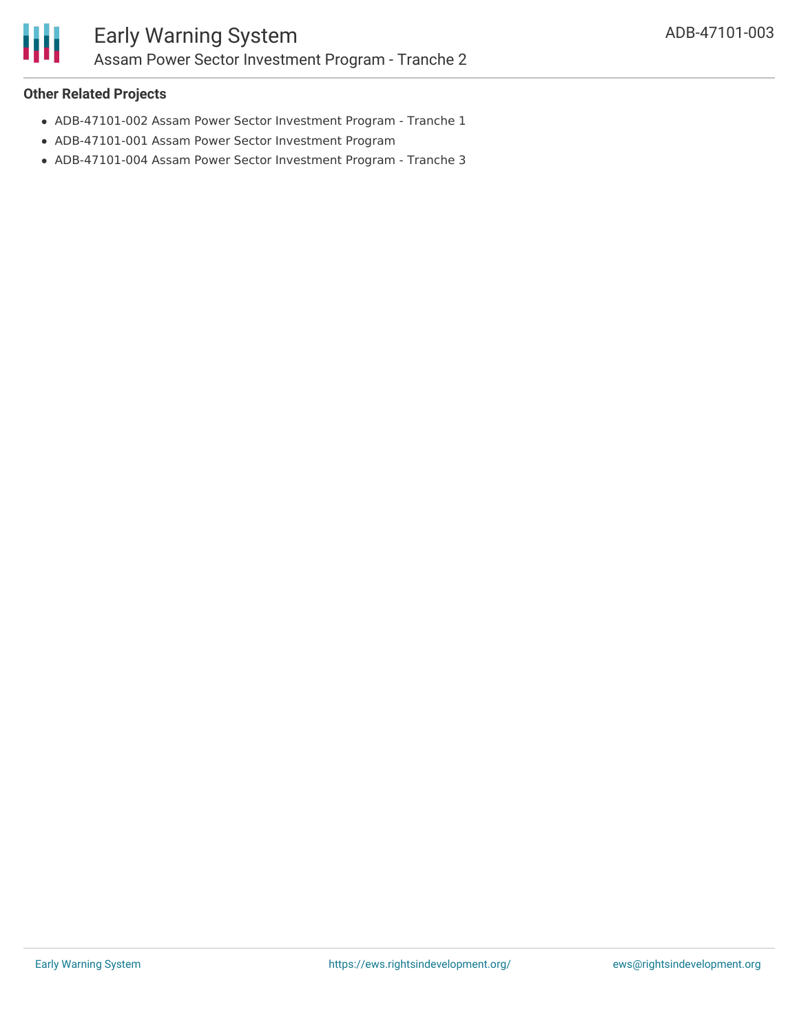**Other Related Projects**

- ADB-47101-002 Assam Power Sector Investment Program - Tranche 1
- ADB-47101-001 Assam Power Sector Investment Program
- ADB-47101-004 Assam Power Sector Investment Program - Tranche 3